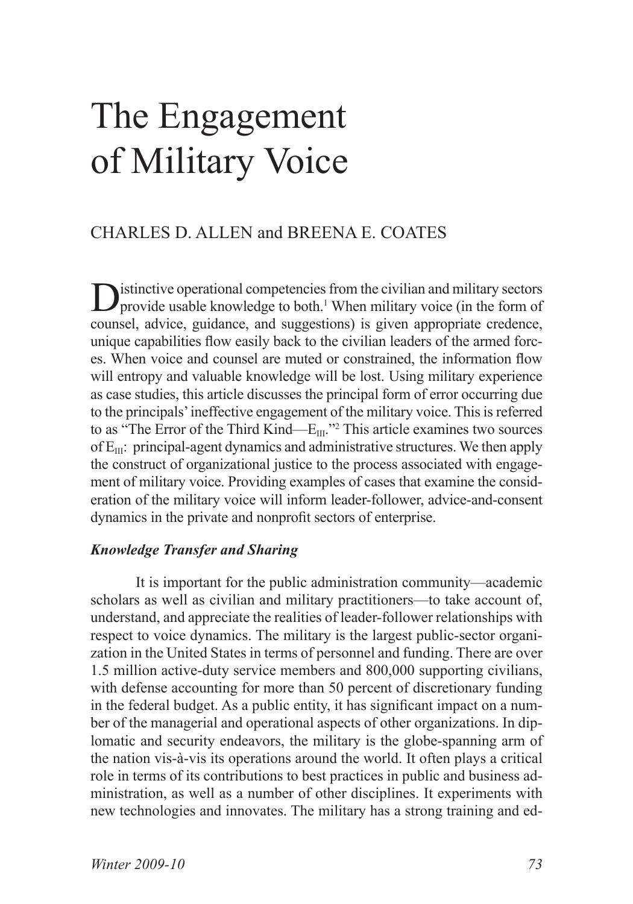# The Engagement of Military Voice

CHARLES D. ALLEN and BREENA E. COATES

Distinctive operational competencies from the civilian and military sectors provide usable knowledge to both.[1] When military voice (in the form of counsel, advice, guidance, and suggestions) is given appropriate credence, unique capabilities flow easily back to the civilian leaders of the armed forces. When voice and counsel are muted or constrained, the information flow will entropy and valuable knowledge will be lost. Using military experience as case studies, this article discusses the principal form of error occurring due to the principals' ineffective engagement of the military voice. This is referred to as "The Error of the Third Kind—$E_{III}$."[2] This article examines two sources of $E_{III}$: principal-agent dynamics and administrative structures. We then apply the construct of organizational justice to the process associated with engagement of military voice. Providing examples of cases that examine the consideration of the military voice will inform leader-follower, advice-and-consent dynamics in the private and nonprofit sectors of enterprise.

### *Knowledge Transfer and Sharing*

It is important for the public administration community—academic scholars as well as civilian and military practitioners—to take account of, understand, and appreciate the realities of leader-follower relationships with respect to voice dynamics. The military is the largest public-sector organization in the United States in terms of personnel and funding. There are over 1.5 million active-duty service members and 800,000 supporting civilians, with defense accounting for more than 50 percent of discretionary funding in the federal budget. As a public entity, it has significant impact on a number of the managerial and operational aspects of other organizations. In diplomatic and security endeavors, the military is the globe-spanning arm of the nation vis-à-vis its operations around the world. It often plays a critical role in terms of its contributions to best practices in public and business administration, as well as a number of other disciplines. It experiments with new technologies and innovates. The military has a strong training and ed-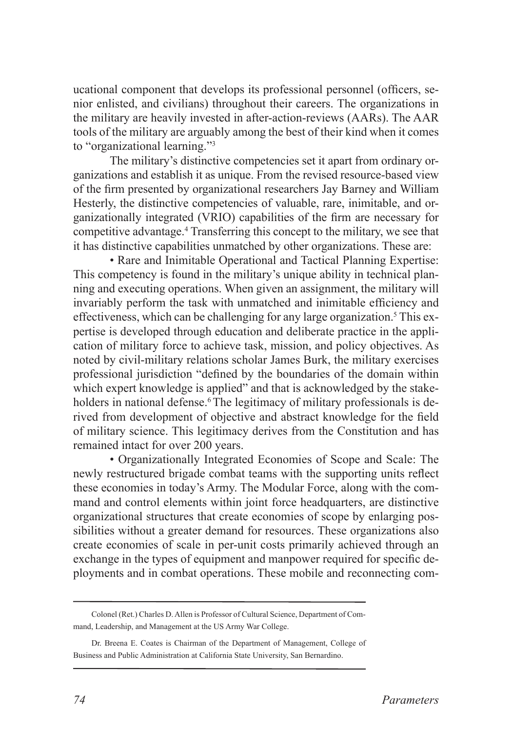ucational component that develops its professional personnel (officers, senior enlisted, and civilians) throughout their careers. The organizations in the military are heavily invested in after-action-reviews (AARs). The AAR tools of the military are arguably among the best of their kind when it comes to "organizational learning."[3]

The military's distinctive competencies set it apart from ordinary organizations and establish it as unique. From the revised resource-based view of the firm presented by organizational researchers Jay Barney and William Hesterly, the distinctive competencies of valuable, rare, inimitable, and organizationally integrated (VRIO) capabilities of the firm are necessary for competitive advantage.[4] Transferring this concept to the military, we see that it has distinctive capabilities unmatched by other organizations. These are:

- Rare and Inimitable Operational and Tactical Planning Expertise: This competency is found in the military's unique ability in technical planning and executing operations. When given an assignment, the military will invariably perform the task with unmatched and inimitable efficiency and effectiveness, which can be challenging for any large organization.[5] This expertise is developed through education and deliberate practice in the application of military force to achieve task, mission, and policy objectives. As noted by civil-military relations scholar James Burk, the military exercises professional jurisdiction "defined by the boundaries of the domain within which expert knowledge is applied" and that is acknowledged by the stakeholders in national defense.[6] The legitimacy of military professionals is derived from development of objective and abstract knowledge for the field of military science. This legitimacy derives from the Constitution and has remained intact for over 200 years.

- Organizationally Integrated Economies of Scope and Scale: The newly restructured brigade combat teams with the supporting units reflect these economies in today's Army. The Modular Force, along with the command and control elements within joint force headquarters, are distinctive organizational structures that create economies of scope by enlarging possibilities without a greater demand for resources. These organizations also create economies of scale in per-unit costs primarily achieved through an exchange in the types of equipment and manpower required for specific deployments and in combat operations. These mobile and reconnecting com-

---

Colonel (Ret.) Charles D. Allen is Professor of Cultural Science, Department of Command, Leadership, and Management at the US Army War College.

Dr. Breena E. Coates is Chairman of the Department of Management, College of Business and Public Administration at California State University, San Bernardino.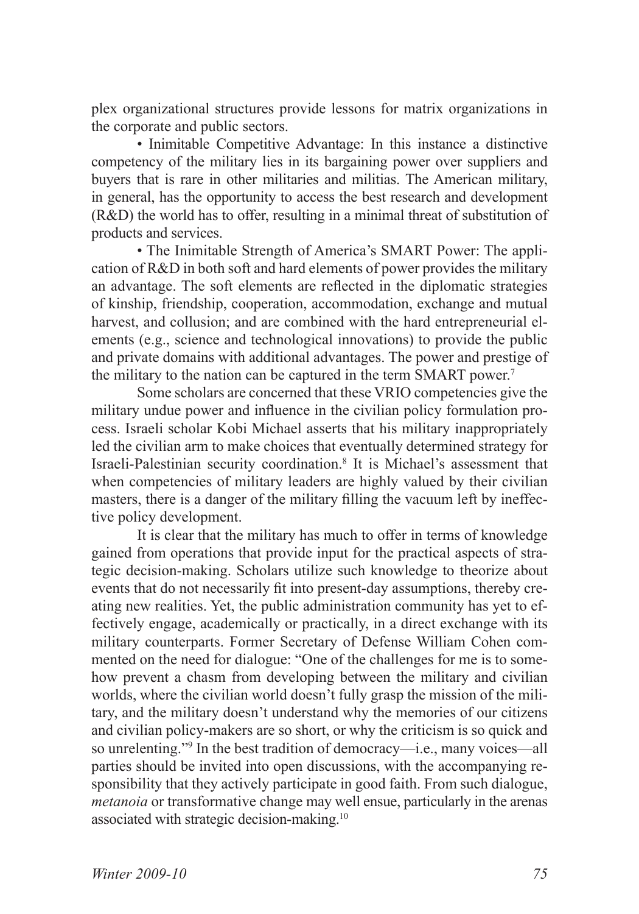plex organizational structures provide lessons for matrix organizations in the corporate and public sectors.

• Inimitable Competitive Advantage: In this instance a distinctive competency of the military lies in its bargaining power over suppliers and buyers that is rare in other militaries and militias. The American military, in general, has the opportunity to access the best research and development (R&D) the world has to offer, resulting in a minimal threat of substitution of products and services.

• The Inimitable Strength of America's SMART Power: The application of R&D in both soft and hard elements of power provides the military an advantage. The soft elements are reflected in the diplomatic strategies of kinship, friendship, cooperation, accommodation, exchange and mutual harvest, and collusion; and are combined with the hard entrepreneurial elements (e.g., science and technological innovations) to provide the public and private domains with additional advantages. The power and prestige of the military to the nation can be captured in the term SMART power.[7]

Some scholars are concerned that these VRIO competencies give the military undue power and influence in the civilian policy formulation process. Israeli scholar Kobi Michael asserts that his military inappropriately led the civilian arm to make choices that eventually determined strategy for Israeli-Palestinian security coordination.[8] It is Michael's assessment that when competencies of military leaders are highly valued by their civilian masters, there is a danger of the military filling the vacuum left by ineffective policy development.

It is clear that the military has much to offer in terms of knowledge gained from operations that provide input for the practical aspects of strategic decision-making. Scholars utilize such knowledge to theorize about events that do not necessarily fit into present-day assumptions, thereby creating new realities. Yet, the public administration community has yet to effectively engage, academically or practically, in a direct exchange with its military counterparts. Former Secretary of Defense William Cohen commented on the need for dialogue: "One of the challenges for me is to somehow prevent a chasm from developing between the military and civilian worlds, where the civilian world doesn't fully grasp the mission of the military, and the military doesn't understand why the memories of our citizens and civilian policy-makers are so short, or why the criticism is so quick and so unrelenting."[9] In the best tradition of democracy—i.e., many voices—all parties should be invited into open discussions, with the accompanying responsibility that they actively participate in good faith. From such dialogue, *metanoia* or transformative change may well ensue, particularly in the arenas associated with strategic decision-making.[10]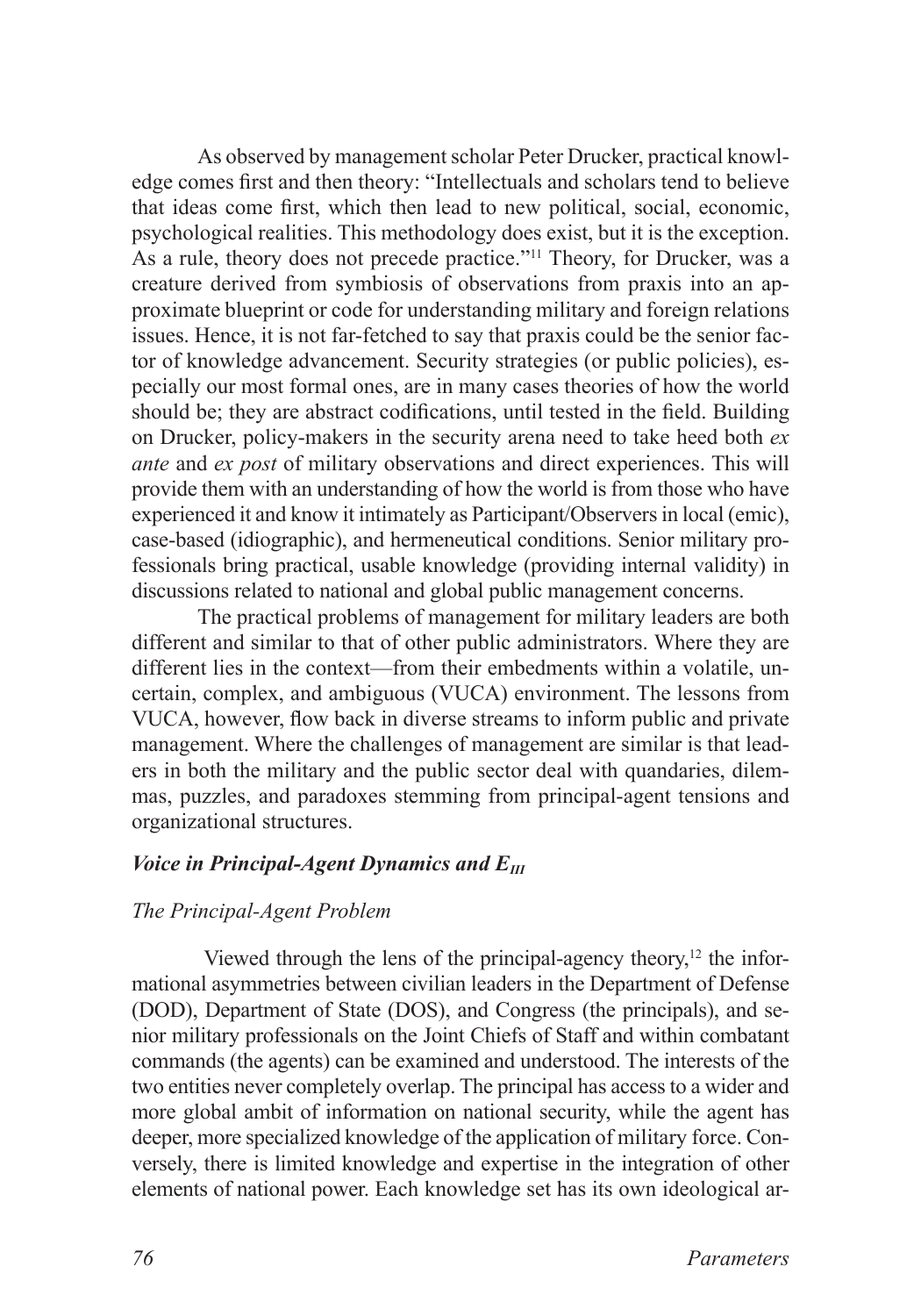As observed by management scholar Peter Drucker, practical knowledge comes first and then theory: "Intellectuals and scholars tend to believe that ideas come first, which then lead to new political, social, economic, psychological realities. This methodology does exist, but it is the exception. As a rule, theory does not precede practice."[11] Theory, for Drucker, was a creature derived from symbiosis of observations from praxis into an approximate blueprint or code for understanding military and foreign relations issues. Hence, it is not far-fetched to say that praxis could be the senior factor of knowledge advancement. Security strategies (or public policies), especially our most formal ones, are in many cases theories of how the world should be; they are abstract codifications, until tested in the field. Building on Drucker, policy-makers in the security arena need to take heed both *ex ante* and *ex post* of military observations and direct experiences. This will provide them with an understanding of how the world is from those who have experienced it and know it intimately as Participant/Observers in local (emic), case-based (idiographic), and hermeneutical conditions. Senior military professionals bring practical, usable knowledge (providing internal validity) in discussions related to national and global public management concerns.

The practical problems of management for military leaders are both different and similar to that of other public administrators. Where they are different lies in the context—from their embedments within a volatile, uncertain, complex, and ambiguous (VUCA) environment. The lessons from VUCA, however, flow back in diverse streams to inform public and private management. Where the challenges of management are similar is that leaders in both the military and the public sector deal with quandaries, dilemmas, puzzles, and paradoxes stemming from principal-agent tensions and organizational structures.

### *Voice in Principal-Agent Dynamics and $E_{III}$*

#### *The Principal-Agent Problem*

Viewed through the lens of the principal-agency theory,[12] the informational asymmetries between civilian leaders in the Department of Defense (DOD), Department of State (DOS), and Congress (the principals), and senior military professionals on the Joint Chiefs of Staff and within combatant commands (the agents) can be examined and understood. The interests of the two entities never completely overlap. The principal has access to a wider and more global ambit of information on national security, while the agent has deeper, more specialized knowledge of the application of military force. Conversely, there is limited knowledge and expertise in the integration of other elements of national power. Each knowledge set has its own ideological ar-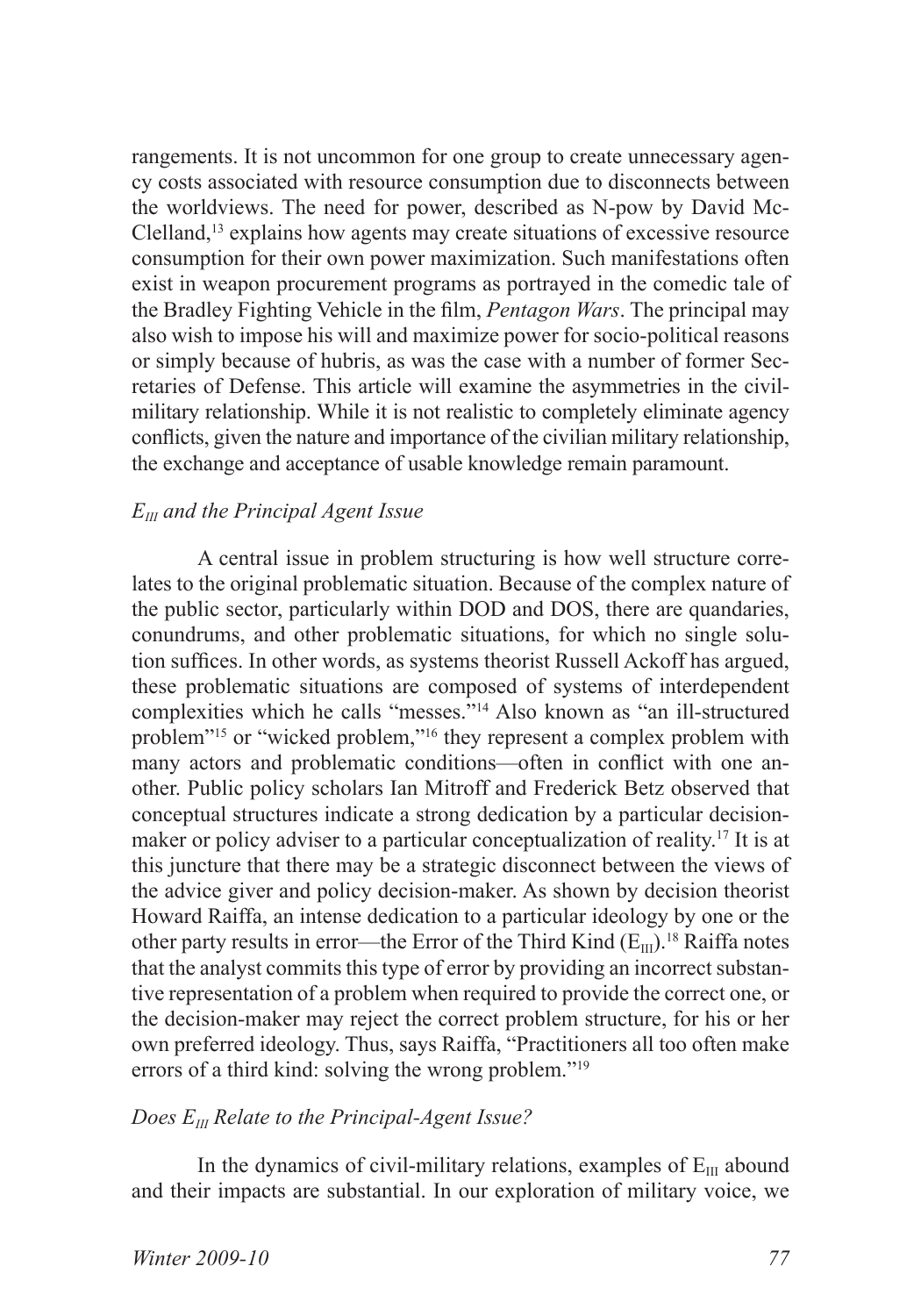rangements. It is not uncommon for one group to create unnecessary agency costs associated with resource consumption due to disconnects between the worldviews. The need for power, described as N-pow by David McClelland,[13] explains how agents may create situations of excessive resource consumption for their own power maximization. Such manifestations often exist in weapon procurement programs as portrayed in the comedic tale of the Bradley Fighting Vehicle in the film, *Pentagon Wars*. The principal may also wish to impose his will and maximize power for socio-political reasons or simply because of hubris, as was the case with a number of former Secretaries of Defense. This article will examine the asymmetries in the civil-military relationship. While it is not realistic to completely eliminate agency conflicts, given the nature and importance of the civilian military relationship, the exchange and acceptance of usable knowledge remain paramount.

### *$E_{III}$ and the Principal Agent Issue*

A central issue in problem structuring is how well structure correlates to the original problematic situation. Because of the complex nature of the public sector, particularly within DOD and DOS, there are quandaries, conundrums, and other problematic situations, for which no single solution suffices. In other words, as systems theorist Russell Ackoff has argued, these problematic situations are composed of systems of interdependent complexities which he calls "messes."[14] Also known as "an ill-structured problem"[15] or "wicked problem,"[16] they represent a complex problem with many actors and problematic conditions—often in conflict with one another. Public policy scholars Ian Mitroff and Frederick Betz observed that conceptual structures indicate a strong dedication by a particular decision-maker or policy adviser to a particular conceptualization of reality.[17] It is at this juncture that there may be a strategic disconnect between the views of the advice giver and policy decision-maker. As shown by decision theorist Howard Raiffa, an intense dedication to a particular ideology by one or the other party results in error—the Error of the Third Kind ($E_{III}$).[18] Raiffa notes that the analyst commits this type of error by providing an incorrect substantive representation of a problem when required to provide the correct one, or the decision-maker may reject the correct problem structure, for his or her own preferred ideology. Thus, says Raiffa, "Practitioners all too often make errors of a third kind: solving the wrong problem."[19]

### *Does $E_{III}$ Relate to the Principal-Agent Issue?*

In the dynamics of civil-military relations, examples of $E_{III}$ abound and their impacts are substantial. In our exploration of military voice, we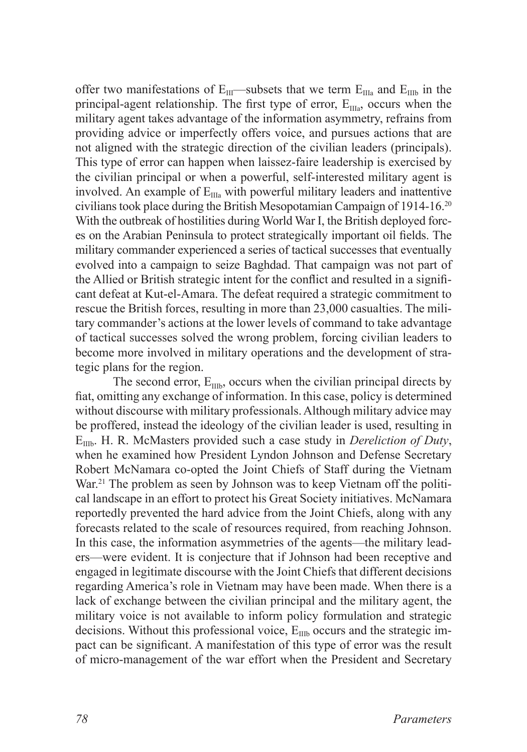offer two manifestations of $E_{III}$—subsets that we term $E_{IIIa}$ and $E_{IIIb}$ in the principal-agent relationship. The first type of error, $E_{IIIa}$, occurs when the military agent takes advantage of the information asymmetry, refrains from providing advice or imperfectly offers voice, and pursues actions that are not aligned with the strategic direction of the civilian leaders (principals). This type of error can happen when laissez-faire leadership is exercised by the civilian principal or when a powerful, self-interested military agent is involved. An example of $E_{IIIa}$ with powerful military leaders and inattentive civilians took place during the British Mesopotamian Campaign of 1914-16.[20] With the outbreak of hostilities during World War I, the British deployed forces on the Arabian Peninsula to protect strategically important oil fields. The military commander experienced a series of tactical successes that eventually evolved into a campaign to seize Baghdad. That campaign was not part of the Allied or British strategic intent for the conflict and resulted in a significant defeat at Kut-el-Amara. The defeat required a strategic commitment to rescue the British forces, resulting in more than 23,000 casualties. The military commander's actions at the lower levels of command to take advantage of tactical successes solved the wrong problem, forcing civilian leaders to become more involved in military operations and the development of strategic plans for the region.

The second error, $E_{IIIb}$, occurs when the civilian principal directs by fiat, omitting any exchange of information. In this case, policy is determined without discourse with military professionals. Although military advice may be proffered, instead the ideology of the civilian leader is used, resulting in $E_{IIIb}$. H. R. McMasters provided such a case study in *Dereliction of Duty*, when he examined how President Lyndon Johnson and Defense Secretary Robert McNamara co-opted the Joint Chiefs of Staff during the Vietnam War.[21] The problem as seen by Johnson was to keep Vietnam off the political landscape in an effort to protect his Great Society initiatives. McNamara reportedly prevented the hard advice from the Joint Chiefs, along with any forecasts related to the scale of resources required, from reaching Johnson. In this case, the information asymmetries of the agents—the military leaders—were evident. It is conjecture that if Johnson had been receptive and engaged in legitimate discourse with the Joint Chiefs that different decisions regarding America's role in Vietnam may have been made. When there is a lack of exchange between the civilian principal and the military agent, the military voice is not available to inform policy formulation and strategic decisions. Without this professional voice, $E_{IIIb}$ occurs and the strategic impact can be significant. A manifestation of this type of error was the result of micro-management of the war effort when the President and Secretary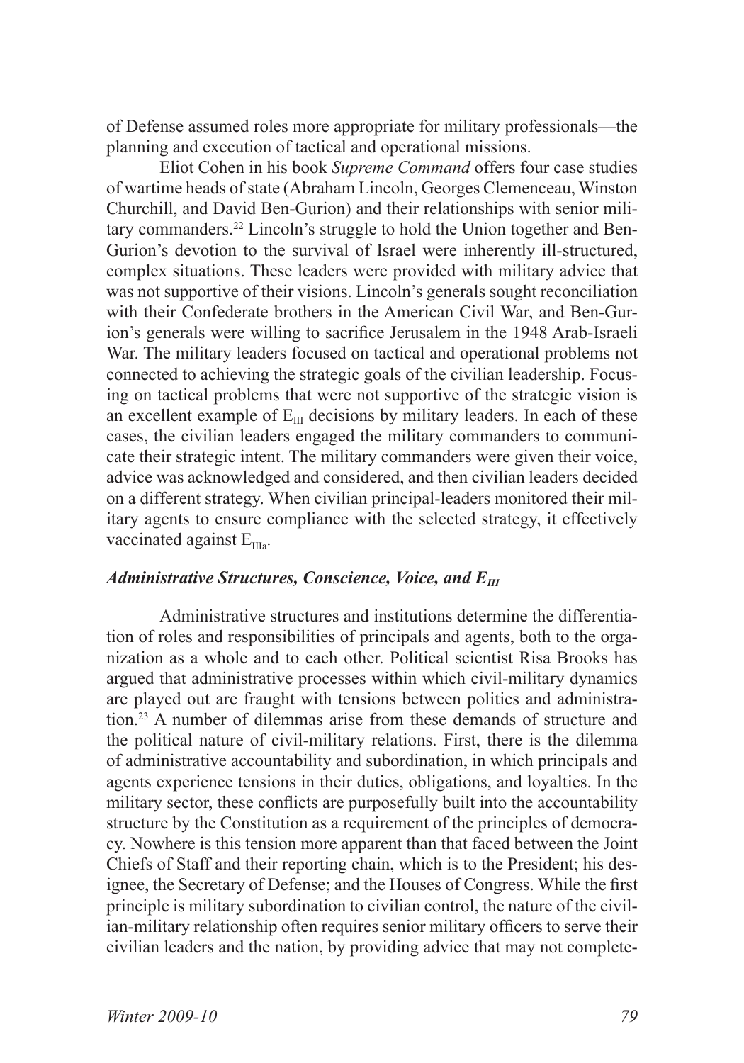of Defense assumed roles more appropriate for military professionals—the planning and execution of tactical and operational missions.

Eliot Cohen in his book *Supreme Command* offers four case studies of wartime heads of state (Abraham Lincoln, Georges Clemenceau, Winston Churchill, and David Ben-Gurion) and their relationships with senior military commanders.[22] Lincoln's struggle to hold the Union together and Ben-Gurion's devotion to the survival of Israel were inherently ill-structured, complex situations. These leaders were provided with military advice that was not supportive of their visions. Lincoln's generals sought reconciliation with their Confederate brothers in the American Civil War, and Ben-Gurion's generals were willing to sacrifice Jerusalem in the 1948 Arab-Israeli War. The military leaders focused on tactical and operational problems not connected to achieving the strategic goals of the civilian leadership. Focusing on tactical problems that were not supportive of the strategic vision is an excellent example of $E_{III}$ decisions by military leaders. In each of these cases, the civilian leaders engaged the military commanders to communicate their strategic intent. The military commanders were given their voice, advice was acknowledged and considered, and then civilian leaders decided on a different strategy. When civilian principal-leaders monitored their military agents to ensure compliance with the selected strategy, it effectively vaccinated against $E_{IIIa}$.

### *Administrative Structures, Conscience, Voice, and $E_{III}$*

Administrative structures and institutions determine the differentiation of roles and responsibilities of principals and agents, both to the organization as a whole and to each other. Political scientist Risa Brooks has argued that administrative processes within which civil-military dynamics are played out are fraught with tensions between politics and administration.[23] A number of dilemmas arise from these demands of structure and the political nature of civil-military relations. First, there is the dilemma of administrative accountability and subordination, in which principals and agents experience tensions in their duties, obligations, and loyalties. In the military sector, these conflicts are purposefully built into the accountability structure by the Constitution as a requirement of the principles of democracy. Nowhere is this tension more apparent than that faced between the Joint Chiefs of Staff and their reporting chain, which is to the President; his designee, the Secretary of Defense; and the Houses of Congress. While the first principle is military subordination to civilian control, the nature of the civilian-military relationship often requires senior military officers to serve their civilian leaders and the nation, by providing advice that may not complete-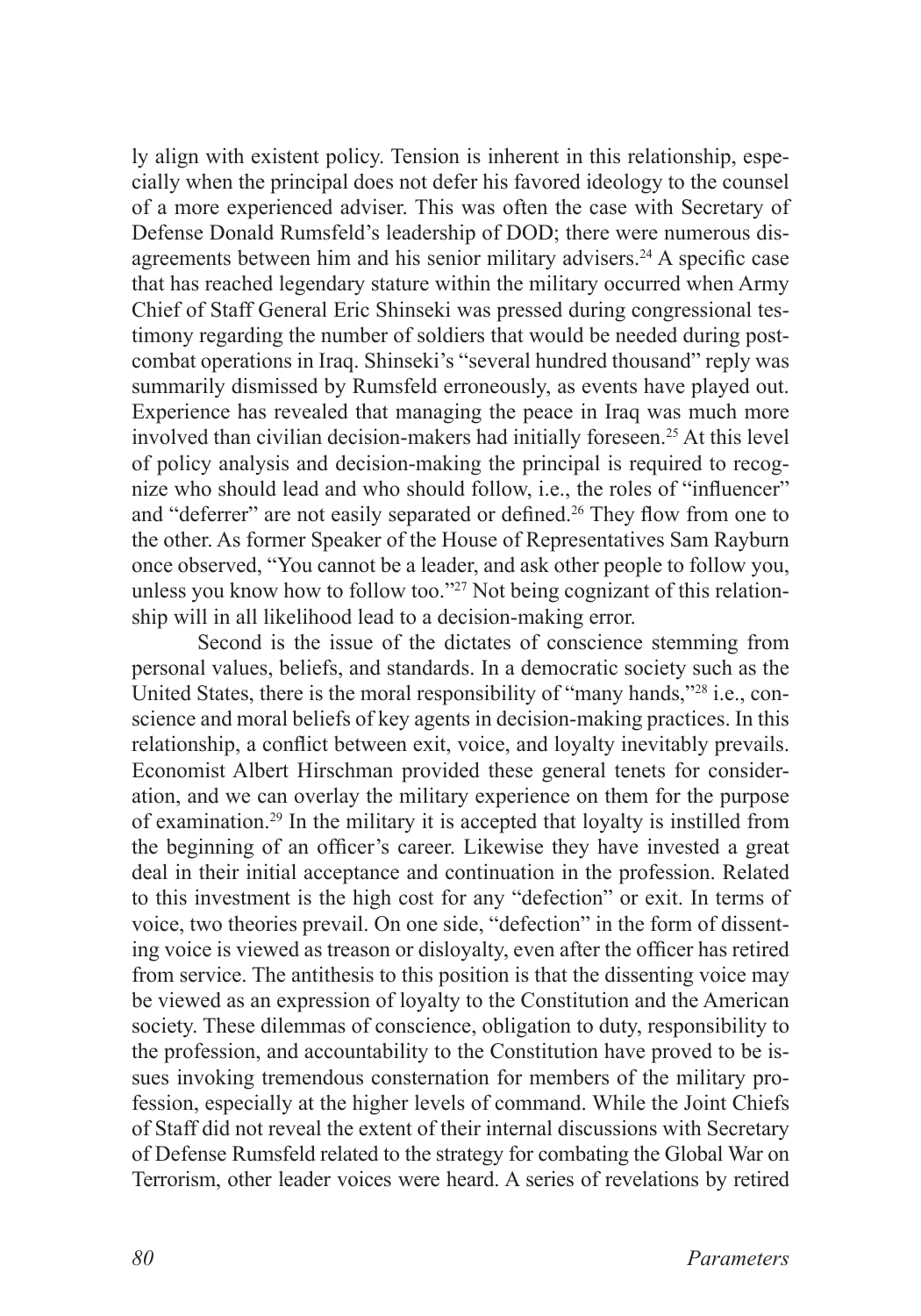ly align with existent policy. Tension is inherent in this relationship, especially when the principal does not defer his favored ideology to the counsel of a more experienced adviser. This was often the case with Secretary of Defense Donald Rumsfeld's leadership of DOD; there were numerous disagreements between him and his senior military advisers.[24] A specific case that has reached legendary stature within the military occurred when Army Chief of Staff General Eric Shinseki was pressed during congressional testimony regarding the number of soldiers that would be needed during post-combat operations in Iraq. Shinseki's "several hundred thousand" reply was summarily dismissed by Rumsfeld erroneously, as events have played out. Experience has revealed that managing the peace in Iraq was much more involved than civilian decision-makers had initially foreseen.[25] At this level of policy analysis and decision-making the principal is required to recognize who should lead and who should follow, i.e., the roles of "influencer" and "deferrer" are not easily separated or defined.[26] They flow from one to the other. As former Speaker of the House of Representatives Sam Rayburn once observed, "You cannot be a leader, and ask other people to follow you, unless you know how to follow too."[27] Not being cognizant of this relationship will in all likelihood lead to a decision-making error.

Second is the issue of the dictates of conscience stemming from personal values, beliefs, and standards. In a democratic society such as the United States, there is the moral responsibility of "many hands,"[28] i.e., conscience and moral beliefs of key agents in decision-making practices. In this relationship, a conflict between exit, voice, and loyalty inevitably prevails. Economist Albert Hirschman provided these general tenets for consideration, and we can overlay the military experience on them for the purpose of examination.[29] In the military it is accepted that loyalty is instilled from the beginning of an officer's career. Likewise they have invested a great deal in their initial acceptance and continuation in the profession. Related to this investment is the high cost for any "defection" or exit. In terms of voice, two theories prevail. On one side, "defection" in the form of dissenting voice is viewed as treason or disloyalty, even after the officer has retired from service. The antithesis to this position is that the dissenting voice may be viewed as an expression of loyalty to the Constitution and the American society. These dilemmas of conscience, obligation to duty, responsibility to the profession, and accountability to the Constitution have proved to be issues invoking tremendous consternation for members of the military profession, especially at the higher levels of command. While the Joint Chiefs of Staff did not reveal the extent of their internal discussions with Secretary of Defense Rumsfeld related to the strategy for combating the Global War on Terrorism, other leader voices were heard. A series of revelations by retired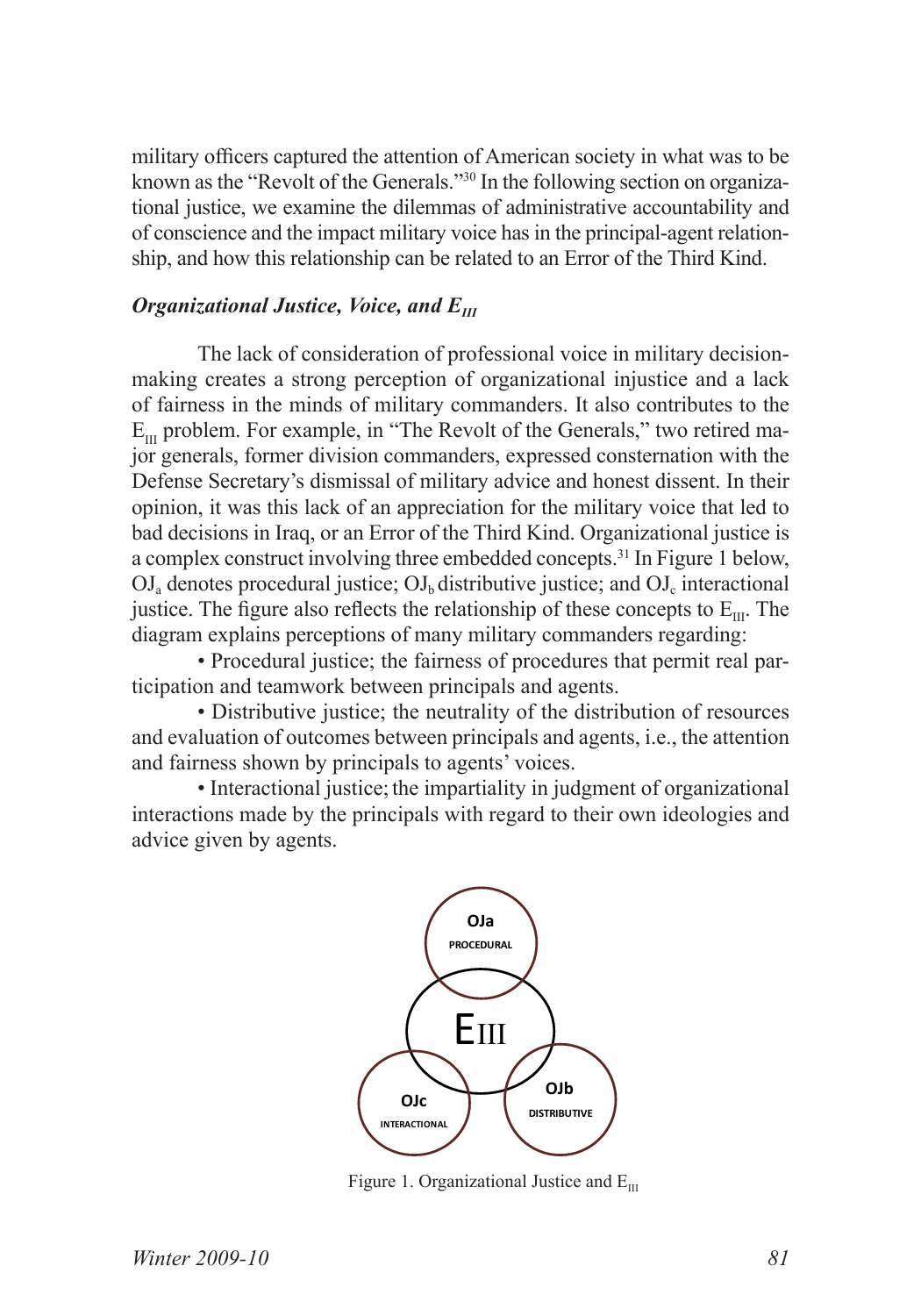military officers captured the attention of American society in what was to be known as the "Revolt of the Generals."[30] In the following section on organizational justice, we examine the dilemmas of administrative accountability and of conscience and the impact military voice has in the principal-agent relationship, and how this relationship can be related to an Error of the Third Kind.

### *Organizational Justice, Voice, and $E_{III}$*

The lack of consideration of professional voice in military decision-making creates a strong perception of organizational injustice and a lack of fairness in the minds of military commanders. It also contributes to the $E_{III}$ problem. For example, in "The Revolt of the Generals," two retired major generals, former division commanders, expressed consternation with the Defense Secretary's dismissal of military advice and honest dissent. In their opinion, it was this lack of an appreciation for the military voice that led to bad decisions in Iraq, or an Error of the Third Kind. Organizational justice is a complex construct involving three embedded concepts.[31] In Figure 1 below, $OJ_a$ denotes procedural justice; $OJ_b$ distributive justice; and $OJ_c$ interactional justice. The figure also reflects the relationship of these concepts to $E_{III}$. The diagram explains perceptions of many military commanders regarding:

- Procedural justice; the fairness of procedures that permit real participation and teamwork between principals and agents.
- Distributive justice; the neutrality of the distribution of resources and evaluation of outcomes between principals and agents, i.e., the attention and fairness shown by principals to agents' voices.
- Interactional justice; the impartiality in judgment of organizational interactions made by the principals with regard to their own ideologies and advice given by agents.

OJa PROCEDURAL

EIII

OJc INTERACTIONAL

OJb DISTRIBUTIVE

Figure 1. Organizational Justice and $E_{III}$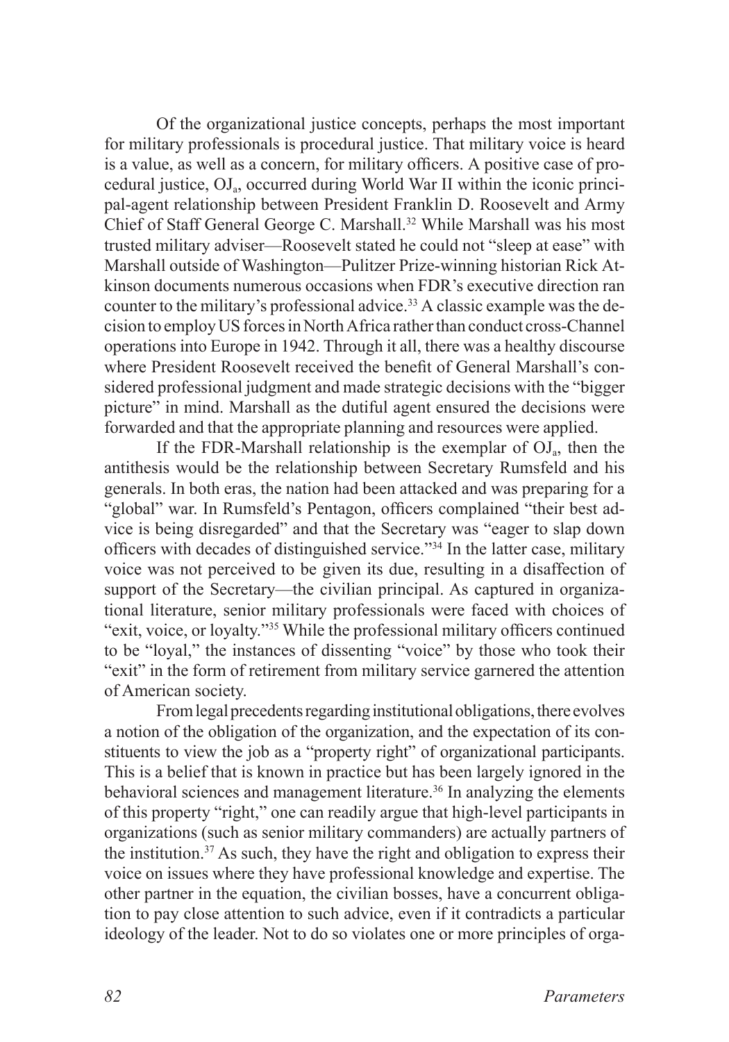Of the organizational justice concepts, perhaps the most important for military professionals is procedural justice. That military voice is heard is a value, as well as a concern, for military officers. A positive case of procedural justice, $OJ_a$, occurred during World War II within the iconic principal-agent relationship between President Franklin D. Roosevelt and Army Chief of Staff General George C. Marshall.[32] While Marshall was his most trusted military adviser—Roosevelt stated he could not "sleep at ease" with Marshall outside of Washington—Pulitzer Prize-winning historian Rick Atkinson documents numerous occasions when FDR's executive direction ran counter to the military's professional advice.[33] A classic example was the decision to employ US forces in North Africa rather than conduct cross-Channel operations into Europe in 1942. Through it all, there was a healthy discourse where President Roosevelt received the benefit of General Marshall's considered professional judgment and made strategic decisions with the "bigger picture" in mind. Marshall as the dutiful agent ensured the decisions were forwarded and that the appropriate planning and resources were applied.

If the FDR-Marshall relationship is the exemplar of $OJ_a$, then the antithesis would be the relationship between Secretary Rumsfeld and his generals. In both eras, the nation had been attacked and was preparing for a "global" war. In Rumsfeld's Pentagon, officers complained "their best advice is being disregarded" and that the Secretary was "eager to slap down officers with decades of distinguished service."[34] In the latter case, military voice was not perceived to be given its due, resulting in a disaffection of support of the Secretary—the civilian principal. As captured in organizational literature, senior military professionals were faced with choices of "exit, voice, or loyalty."[35] While the professional military officers continued to be "loyal," the instances of dissenting "voice" by those who took their "exit" in the form of retirement from military service garnered the attention of American society.

From legal precedents regarding institutional obligations, there evolves a notion of the obligation of the organization, and the expectation of its constituents to view the job as a "property right" of organizational participants. This is a belief that is known in practice but has been largely ignored in the behavioral sciences and management literature.[36] In analyzing the elements of this property "right," one can readily argue that high-level participants in organizations (such as senior military commanders) are actually partners of the institution.[37] As such, they have the right and obligation to express their voice on issues where they have professional knowledge and expertise. The other partner in the equation, the civilian bosses, have a concurrent obligation to pay close attention to such advice, even if it contradicts a particular ideology of the leader. Not to do so violates one or more principles of orga-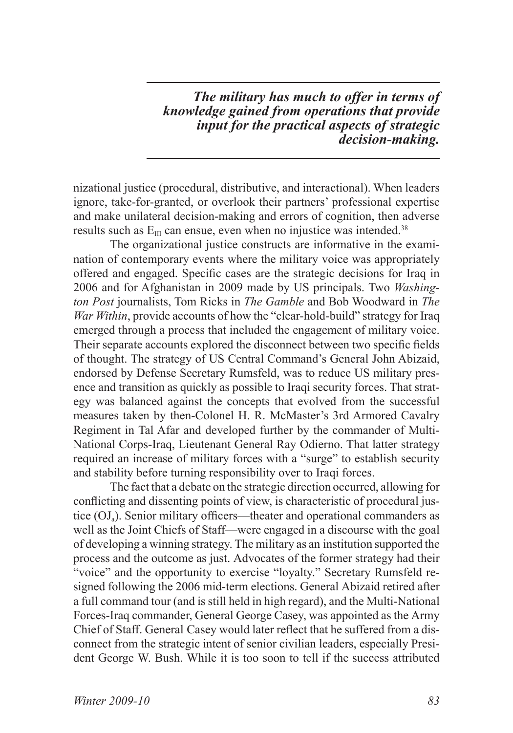*The military has much to offer in terms of knowledge gained from operations that provide input for the practical aspects of strategic decision-making.*

nizational justice (procedural, distributive, and interactional). When leaders ignore, take-for-granted, or overlook their partners' professional expertise and make unilateral decision-making and errors of cognition, then adverse results such as $E_{III}$ can ensue, even when no injustice was intended.[38]

The organizational justice constructs are informative in the examination of contemporary events where the military voice was appropriately offered and engaged. Specific cases are the strategic decisions for Iraq in 2006 and for Afghanistan in 2009 made by US principals. Two *Washington Post* journalists, Tom Ricks in *The Gamble* and Bob Woodward in *The War Within*, provide accounts of how the "clear-hold-build" strategy for Iraq emerged through a process that included the engagement of military voice. Their separate accounts explored the disconnect between two specific fields of thought. The strategy of US Central Command's General John Abizaid, endorsed by Defense Secretary Rumsfeld, was to reduce US military presence and transition as quickly as possible to Iraqi security forces. That strategy was balanced against the concepts that evolved from the successful measures taken by then-Colonel H. R. McMaster's 3rd Armored Cavalry Regiment in Tal Afar and developed further by the commander of Multi-National Corps-Iraq, Lieutenant General Ray Odierno. That latter strategy required an increase of military forces with a "surge" to establish security and stability before turning responsibility over to Iraqi forces.

The fact that a debate on the strategic direction occurred, allowing for conflicting and dissenting points of view, is characteristic of procedural justice ($OJ_a$). Senior military officers—theater and operational commanders as well as the Joint Chiefs of Staff—were engaged in a discourse with the goal of developing a winning strategy. The military as an institution supported the process and the outcome as just. Advocates of the former strategy had their "voice" and the opportunity to exercise "loyalty." Secretary Rumsfeld resigned following the 2006 mid-term elections. General Abizaid retired after a full command tour (and is still held in high regard), and the Multi-National Forces-Iraq commander, General George Casey, was appointed as the Army Chief of Staff. General Casey would later reflect that he suffered from a disconnect from the strategic intent of senior civilian leaders, especially President George W. Bush. While it is too soon to tell if the success attributed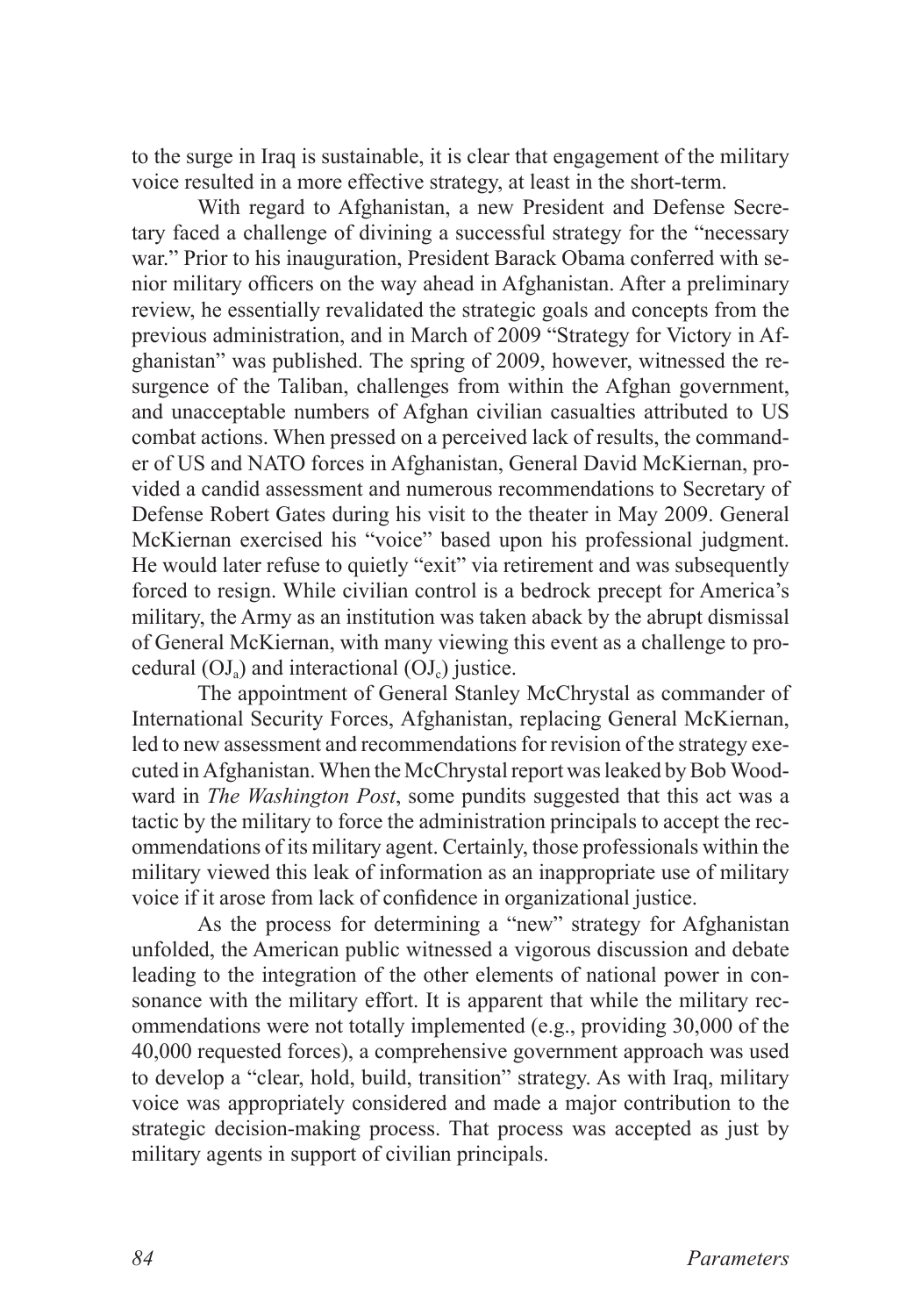to the surge in Iraq is sustainable, it is clear that engagement of the military voice resulted in a more effective strategy, at least in the short-term.

With regard to Afghanistan, a new President and Defense Secretary faced a challenge of divining a successful strategy for the "necessary war." Prior to his inauguration, President Barack Obama conferred with senior military officers on the way ahead in Afghanistan. After a preliminary review, he essentially revalidated the strategic goals and concepts from the previous administration, and in March of 2009 "Strategy for Victory in Afghanistan" was published. The spring of 2009, however, witnessed the resurgence of the Taliban, challenges from within the Afghan government, and unacceptable numbers of Afghan civilian casualties attributed to US combat actions. When pressed on a perceived lack of results, the commander of US and NATO forces in Afghanistan, General David McKiernan, provided a candid assessment and numerous recommendations to Secretary of Defense Robert Gates during his visit to the theater in May 2009. General McKiernan exercised his "voice" based upon his professional judgment. He would later refuse to quietly "exit" via retirement and was subsequently forced to resign. While civilian control is a bedrock precept for America's military, the Army as an institution was taken aback by the abrupt dismissal of General McKiernan, with many viewing this event as a challenge to procedural ($OJ_a$) and interactional ($OJ_c$) justice.

The appointment of General Stanley McChrystal as commander of International Security Forces, Afghanistan, replacing General McKiernan, led to new assessment and recommendations for revision of the strategy executed in Afghanistan. When the McChrystal report was leaked by Bob Woodward in *The Washington Post*, some pundits suggested that this act was a tactic by the military to force the administration principals to accept the recommendations of its military agent. Certainly, those professionals within the military viewed this leak of information as an inappropriate use of military voice if it arose from lack of confidence in organizational justice.

As the process for determining a "new" strategy for Afghanistan unfolded, the American public witnessed a vigorous discussion and debate leading to the integration of the other elements of national power in consonance with the military effort. It is apparent that while the military recommendations were not totally implemented (e.g., providing 30,000 of the 40,000 requested forces), a comprehensive government approach was used to develop a "clear, hold, build, transition" strategy. As with Iraq, military voice was appropriately considered and made a major contribution to the strategic decision-making process. That process was accepted as just by military agents in support of civilian principals.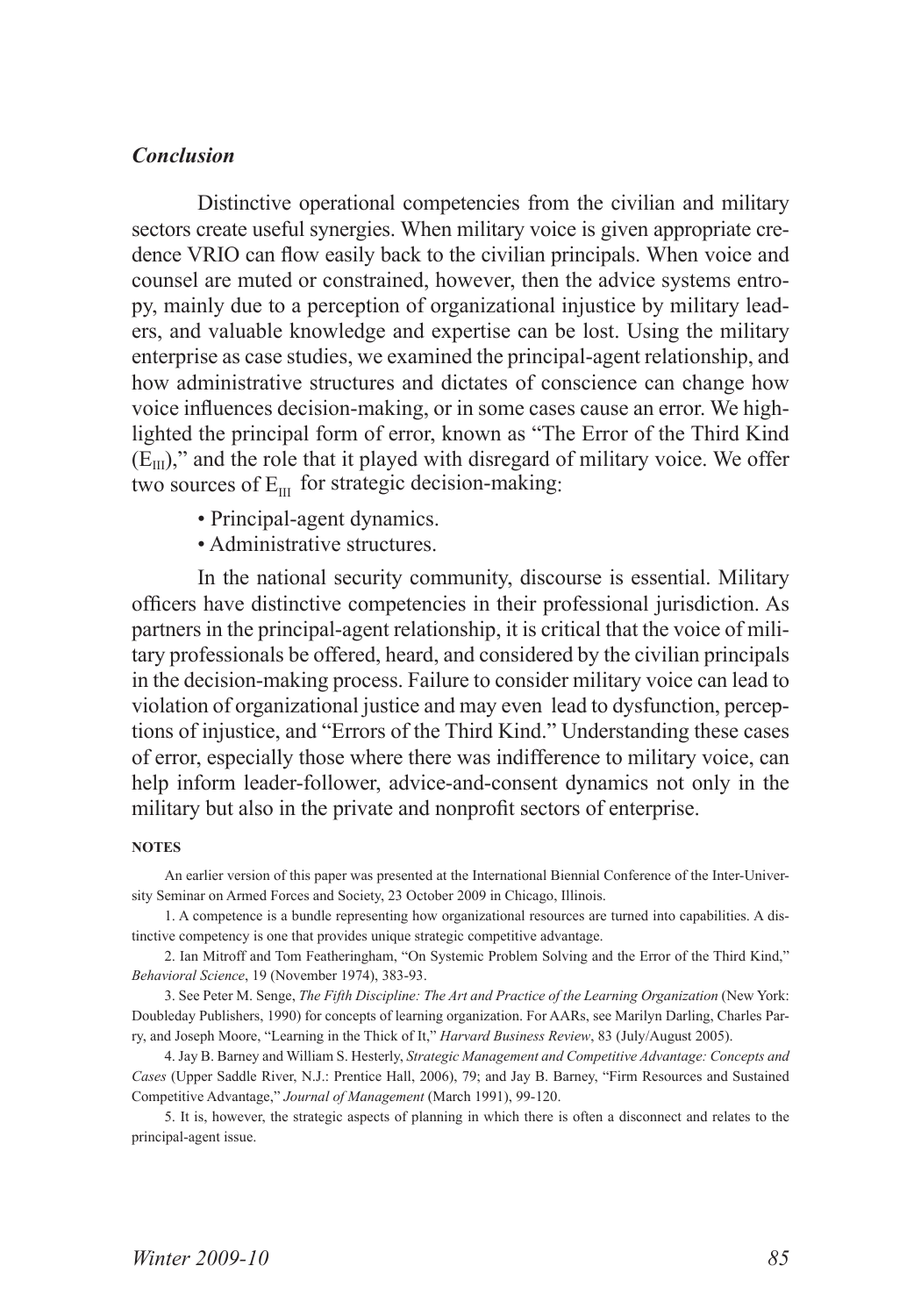### *Conclusion*

Distinctive operational competencies from the civilian and military sectors create useful synergies. When military voice is given appropriate credence VRIO can flow easily back to the civilian principals. When voice and counsel are muted or constrained, however, then the advice systems entropy, mainly due to a perception of organizational injustice by military leaders, and valuable knowledge and expertise can be lost. Using the military enterprise as case studies, we examined the principal-agent relationship, and how administrative structures and dictates of conscience can change how voice influences decision-making, or in some cases cause an error. We highlighted the principal form of error, known as "The Error of the Third Kind ($E_{III}$)," and the role that it played with disregard of military voice. We offer two sources of $E_{III}$ for strategic decision-making:

- Principal-agent dynamics.
- Administrative structures.

In the national security community, discourse is essential. Military officers have distinctive competencies in their professional jurisdiction. As partners in the principal-agent relationship, it is critical that the voice of military professionals be offered, heard, and considered by the civilian principals in the decision-making process. Failure to consider military voice can lead to violation of organizational justice and may even lead to dysfunction, perceptions of injustice, and "Errors of the Third Kind." Understanding these cases of error, especially those where there was indifference to military voice, can help inform leader-follower, advice-and-consent dynamics not only in the military but also in the private and nonprofit sectors of enterprise.

**NOTES**

An earlier version of this paper was presented at the International Biennial Conference of the Inter-University Seminar on Armed Forces and Society, 23 October 2009 in Chicago, Illinois.

1. A competence is a bundle representing how organizational resources are turned into capabilities. A distinctive competency is one that provides unique strategic competitive advantage.

2. Ian Mitroff and Tom Featheringham, "On Systemic Problem Solving and the Error of the Third Kind," *Behavioral Science*, 19 (November 1974), 383-93.

3. See Peter M. Senge, *The Fifth Discipline: The Art and Practice of the Learning Organization* (New York: Doubleday Publishers, 1990) for concepts of learning organization. For AARs, see Marilyn Darling, Charles Parry, and Joseph Moore, "Learning in the Thick of It," *Harvard Business Review*, 83 (July/August 2005).

4. Jay B. Barney and William S. Hesterly, *Strategic Management and Competitive Advantage: Concepts and Cases* (Upper Saddle River, N.J.: Prentice Hall, 2006), 79; and Jay B. Barney, "Firm Resources and Sustained Competitive Advantage," *Journal of Management* (March 1991), 99-120.

5. It is, however, the strategic aspects of planning in which there is often a disconnect and relates to the principal-agent issue.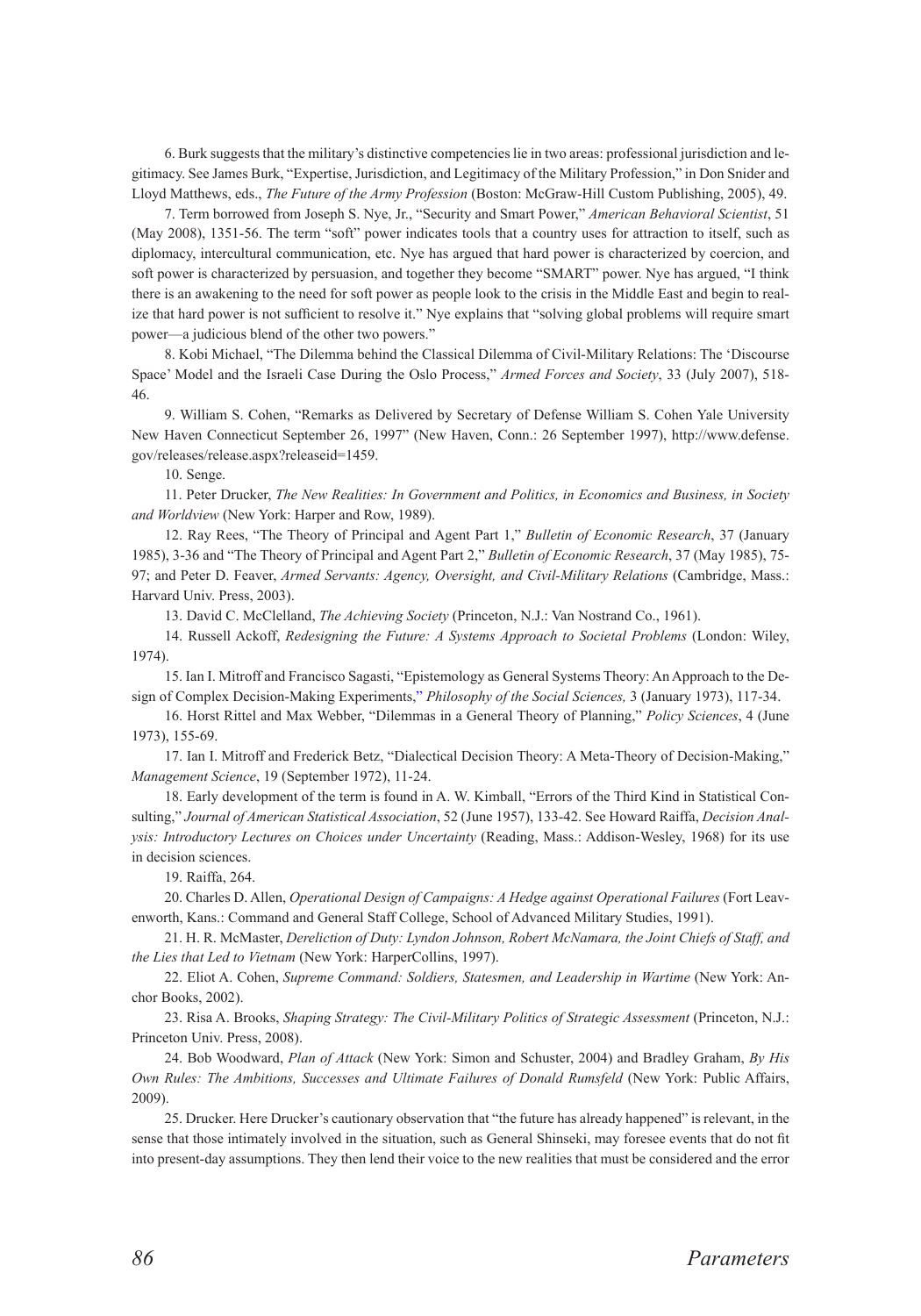6. Burk suggests that the military's distinctive competencies lie in two areas: professional jurisdiction and legitimacy. See James Burk, "Expertise, Jurisdiction, and Legitimacy of the Military Profession," in Don Snider and Lloyd Matthews, eds., *The Future of the Army Profession* (Boston: McGraw-Hill Custom Publishing, 2005), 49.

7. Term borrowed from Joseph S. Nye, Jr., "Security and Smart Power," *American Behavioral Scientist*, 51 (May 2008), 1351-56. The term "soft" power indicates tools that a country uses for attraction to itself, such as diplomacy, intercultural communication, etc. Nye has argued that hard power is characterized by coercion, and soft power is characterized by persuasion, and together they become "SMART" power. Nye has argued, "I think there is an awakening to the need for soft power as people look to the crisis in the Middle East and begin to realize that hard power is not sufficient to resolve it." Nye explains that "solving global problems will require smart power—a judicious blend of the other two powers."

8. Kobi Michael, "The Dilemma behind the Classical Dilemma of Civil-Military Relations: The 'Discourse Space' Model and the Israeli Case During the Oslo Process," *Armed Forces and Society*, 33 (July 2007), 518-46.

9. William S. Cohen, "Remarks as Delivered by Secretary of Defense William S. Cohen Yale University New Haven Connecticut September 26, 1997" (New Haven, Conn.: 26 September 1997), http://www.defense.gov/releases/release.aspx?releaseid=1459.

10. Senge.

11. Peter Drucker, *The New Realities: In Government and Politics, in Economics and Business, in Society and Worldview* (New York: Harper and Row, 1989).

12. Ray Rees, "The Theory of Principal and Agent Part 1," *Bulletin of Economic Research*, 37 (January 1985), 3-36 and "The Theory of Principal and Agent Part 2," *Bulletin of Economic Research*, 37 (May 1985), 75-97; and Peter D. Feaver, *Armed Servants: Agency, Oversight, and Civil-Military Relations* (Cambridge, Mass.: Harvard Univ. Press, 2003).

13. David C. McClelland, *The Achieving Society* (Princeton, N.J.: Van Nostrand Co., 1961).

14. Russell Ackoff, *Redesigning the Future: A Systems Approach to Societal Problems* (London: Wiley, 1974).

15. Ian I. Mitroff and Francisco Sagasti, "Epistemology as General Systems Theory: An Approach to the Design of Complex Decision-Making Experiments," *Philosophy of the Social Sciences,* 3 (January 1973), 117-34.

16. Horst Rittel and Max Webber, "Dilemmas in a General Theory of Planning," *Policy Sciences*, 4 (June 1973), 155-69.

17. Ian I. Mitroff and Frederick Betz, "Dialectical Decision Theory: A Meta-Theory of Decision-Making," *Management Science*, 19 (September 1972), 11-24.

18. Early development of the term is found in A. W. Kimball, "Errors of the Third Kind in Statistical Consulting," *Journal of American Statistical Association*, 52 (June 1957), 133-42. See Howard Raiffa, *Decision Analysis: Introductory Lectures on Choices under Uncertainty* (Reading, Mass.: Addison-Wesley, 1968) for its use in decision sciences.

19. Raiffa, 264.

20. Charles D. Allen, *Operational Design of Campaigns: A Hedge against Operational Failures* (Fort Leavenworth, Kans.: Command and General Staff College, School of Advanced Military Studies, 1991).

21. H. R. McMaster, *Dereliction of Duty: Lyndon Johnson, Robert McNamara, the Joint Chiefs of Staff, and the Lies that Led to Vietnam* (New York: HarperCollins, 1997).

22. Eliot A. Cohen, *Supreme Command: Soldiers, Statesmen, and Leadership in Wartime* (New York: Anchor Books, 2002).

23. Risa A. Brooks, *Shaping Strategy: The Civil-Military Politics of Strategic Assessment* (Princeton, N.J.: Princeton Univ. Press, 2008).

24. Bob Woodward, *Plan of Attack* (New York: Simon and Schuster, 2004) and Bradley Graham, *By His Own Rules: The Ambitions, Successes and Ultimate Failures of Donald Rumsfeld* (New York: Public Affairs, 2009).

25. Drucker. Here Drucker's cautionary observation that "the future has already happened" is relevant, in the sense that those intimately involved in the situation, such as General Shinseki, may foresee events that do not fit into present-day assumptions. They then lend their voice to the new realities that must be considered and the error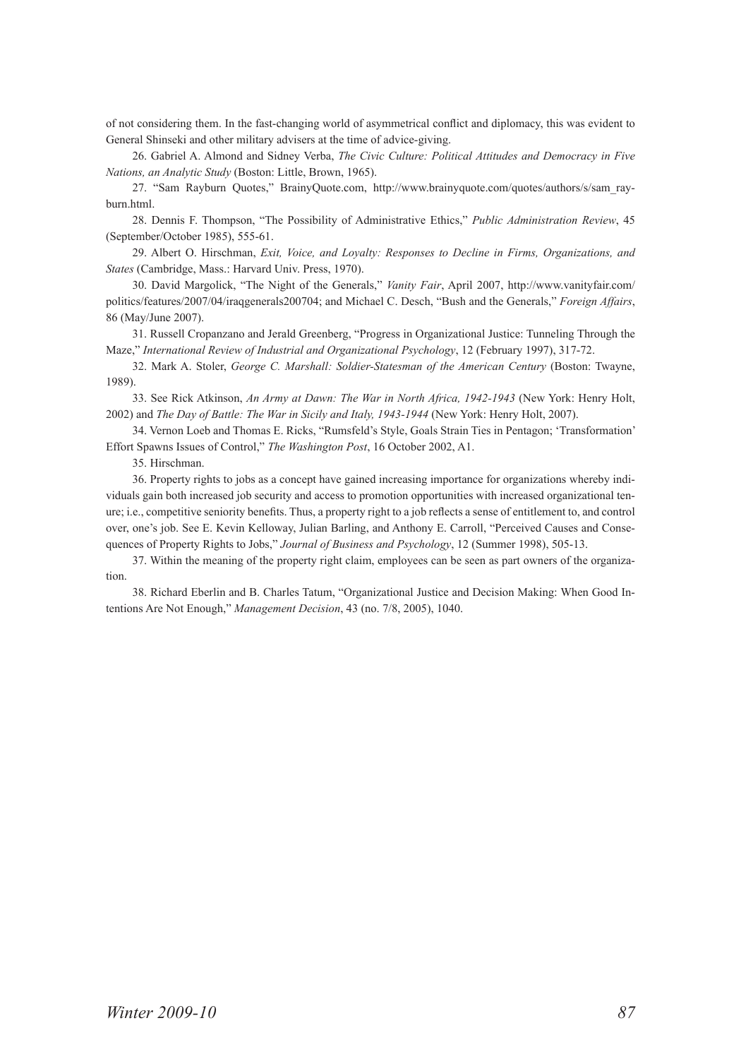of not considering them. In the fast-changing world of asymmetrical conflict and diplomacy, this was evident to General Shinseki and other military advisers at the time of advice-giving.

26. Gabriel A. Almond and Sidney Verba, *The Civic Culture: Political Attitudes and Democracy in Five Nations, an Analytic Study* (Boston: Little, Brown, 1965).

27. "Sam Rayburn Quotes," BrainyQuote.com, http://www.brainyquote.com/quotes/authors/s/sam_rayburn.html.

28. Dennis F. Thompson, "The Possibility of Administrative Ethics," *Public Administration Review*, 45 (September/October 1985), 555-61.

29. Albert O. Hirschman, *Exit, Voice, and Loyalty: Responses to Decline in Firms, Organizations, and States* (Cambridge, Mass.: Harvard Univ. Press, 1970).

30. David Margolick, "The Night of the Generals," *Vanity Fair*, April 2007, http://www.vanityfair.com/politics/features/2007/04/iraqgenerals200704; and Michael C. Desch, "Bush and the Generals," *Foreign Affairs*, 86 (May/June 2007).

31. Russell Cropanzano and Jerald Greenberg, "Progress in Organizational Justice: Tunneling Through the Maze," *International Review of Industrial and Organizational Psychology*, 12 (February 1997), 317-72.

32. Mark A. Stoler, *George C. Marshall: Soldier-Statesman of the American Century* (Boston: Twayne, 1989).

33. See Rick Atkinson, *An Army at Dawn: The War in North Africa, 1942-1943* (New York: Henry Holt, 2002) and *The Day of Battle: The War in Sicily and Italy, 1943-1944* (New York: Henry Holt, 2007).

34. Vernon Loeb and Thomas E. Ricks, "Rumsfeld's Style, Goals Strain Ties in Pentagon; 'Transformation' Effort Spawns Issues of Control," *The Washington Post*, 16 October 2002, A1.

35. Hirschman.

36. Property rights to jobs as a concept have gained increasing importance for organizations whereby individuals gain both increased job security and access to promotion opportunities with increased organizational tenure; i.e., competitive seniority benefits. Thus, a property right to a job reflects a sense of entitlement to, and control over, one's job. See E. Kevin Kelloway, Julian Barling, and Anthony E. Carroll, "Perceived Causes and Consequences of Property Rights to Jobs," *Journal of Business and Psychology*, 12 (Summer 1998), 505-13.

37. Within the meaning of the property right claim, employees can be seen as part owners of the organization.

38. Richard Eberlin and B. Charles Tatum, "Organizational Justice and Decision Making: When Good Intentions Are Not Enough," *Management Decision*, 43 (no. 7/8, 2005), 1040.